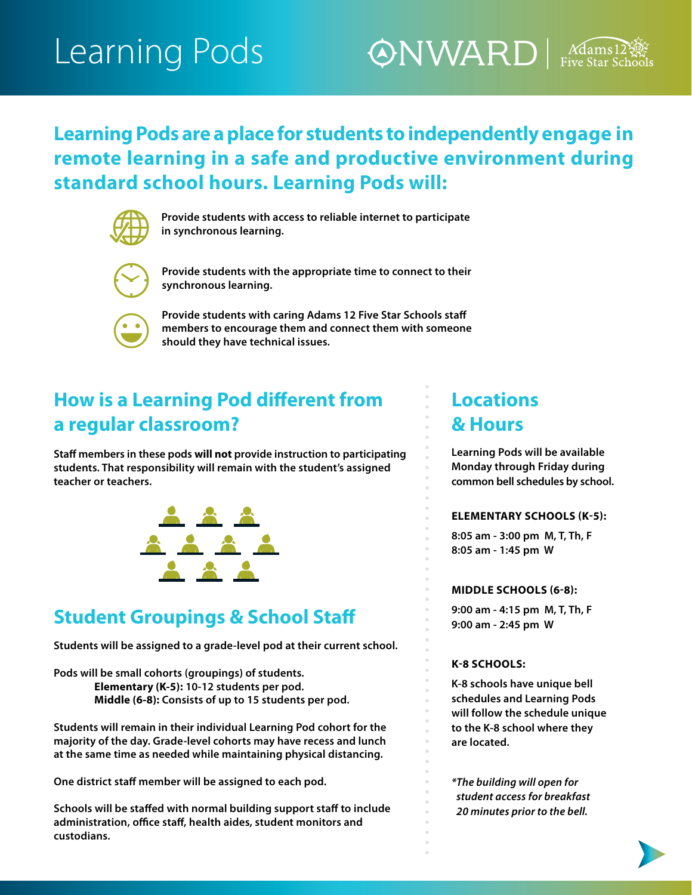# Learning Pods

ONWARD | Adams 12 Five Star Schools

## Learning Pods are a place for students to independently engage in remote learning in a safe and productive environment during standard school hours. Learning Pods will:

- **Provide students with access to reliable internet to participate in synchronous learning.**
- **Provide students with the appropriate time to connect to their synchronous learning.**
- **Provide students with caring Adams 12 Five Star Schools staff members to encourage them and connect them with someone should they have technical issues.**

## How is a Learning Pod different from a regular classroom?

**Staff members in these pods will not provide instruction to participating students. That responsibility will remain with the student's assigned teacher or teachers.**

## Student Groupings & School Staff

**Students will be assigned to a grade-level pod at their current school.**

**Pods will be small cohorts (groupings) of students.**
- **Elementary (K-5):** 10-12 students per pod.
- **Middle (6-8):** Consists of up to 15 students per pod.

**Students will remain in their individual Learning Pod cohort for the majority of the day. Grade-level cohorts may have recess and lunch at the same time as needed while maintaining physical distancing.**

**One district staff member will be assigned to each pod.**

**Schools will be staffed with normal building support staff to include administration, office staff, health aides, student monitors and custodians.**

## Locations & Hours

**Learning Pods will be available Monday through Friday during common bell schedules by school.**

**ELEMENTARY SCHOOLS (K-5):**

8:05 am - 3:00 pm M, T, Th, F
8:05 am - 1:45 pm W

**MIDDLE SCHOOLS (6-8):**

9:00 am - 4:15 pm M, T, Th, F
9:00 am - 2:45 pm W

**K-8 SCHOOLS:**

K-8 schools have unique bell schedules and Learning Pods will follow the schedule unique to the K-8 school where they are located.

*\*The building will open for student access for breakfast 20 minutes prior to the bell.*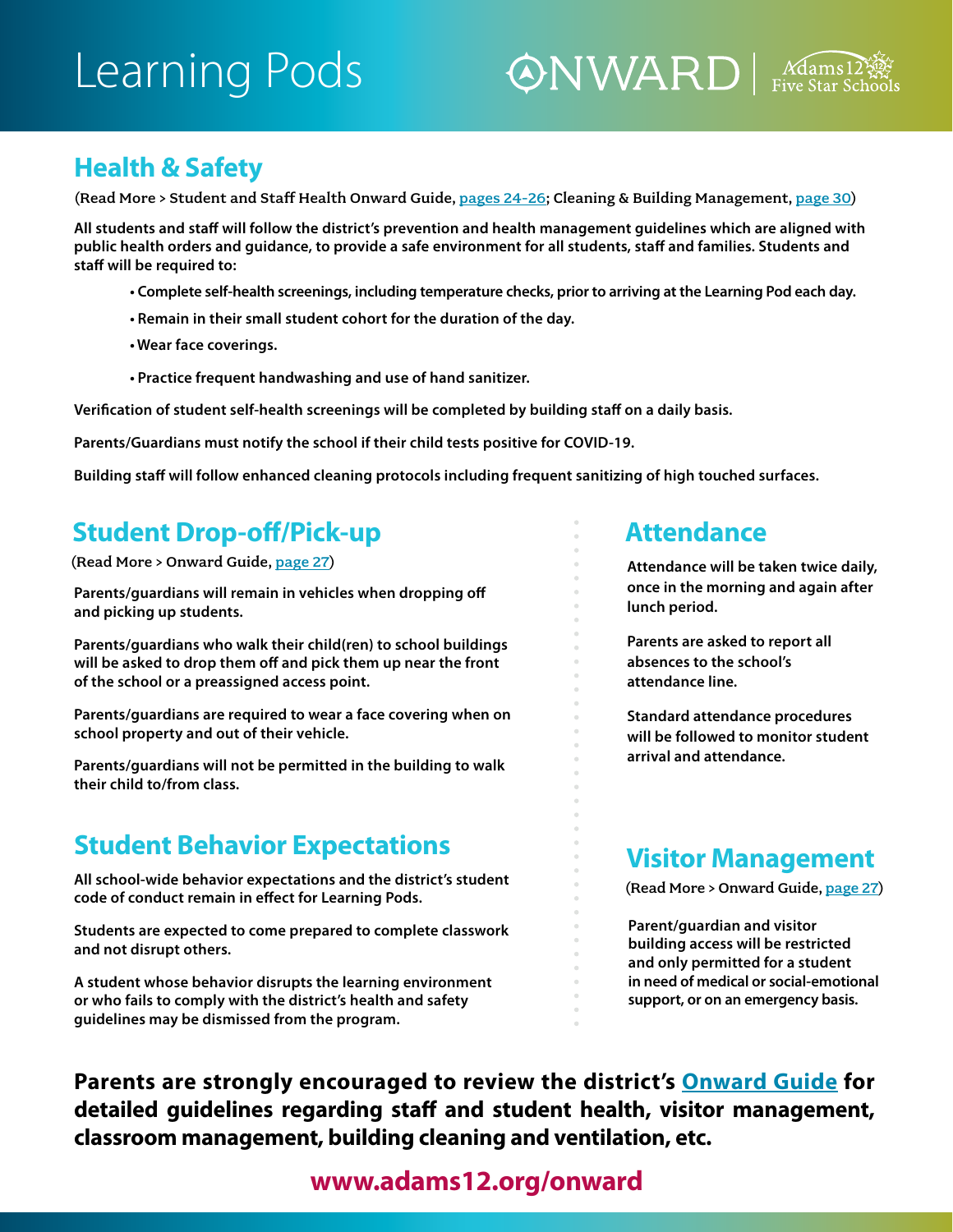# Learning Pods

ONWARD | Adams 12 Five Star Schools

## Health & Safety

(Read More > Student and Staff Health Onward Guide, [pages 24-26](); Cleaning & Building Management, [page 30]())

**All students and staff will follow the district's prevention and health management guidelines which are aligned with public health orders and guidance, to provide a safe environment for all students, staff and families. Students and staff will be required to:**

- **Complete self-health screenings, including temperature checks, prior to arriving at the Learning Pod each day.**
- **Remain in their small student cohort for the duration of the day.**
- **Wear face coverings.**
- **Practice frequent handwashing and use of hand sanitizer.**

**Verification of student self-health screenings will be completed by building staff on a daily basis.**

**Parents/Guardians must notify the school if their child tests positive for COVID-19.**

**Building staff will follow enhanced cleaning protocols including frequent sanitizing of high touched surfaces.**

## Student Drop-off/Pick-up

(Read More > Onward Guide, [page 27]())

**Parents/guardians will remain in vehicles when dropping off and picking up students.**

**Parents/guardians who walk their child(ren) to school buildings will be asked to drop them off and pick them up near the front of the school or a preassigned access point.**

**Parents/guardians are required to wear a face covering when on school property and out of their vehicle.**

**Parents/guardians will not be permitted in the building to walk their child to/from class.**

## Student Behavior Expectations

**All school-wide behavior expectations and the district's student code of conduct remain in effect for Learning Pods.**

**Students are expected to come prepared to complete classwork and not disrupt others.**

**A student whose behavior disrupts the learning environment or who fails to comply with the district's health and safety guidelines may be dismissed from the program.**

## Attendance

**Attendance will be taken twice daily, once in the morning and again after lunch period.**

**Parents are asked to report all absences to the school's attendance line.**

**Standard attendance procedures will be followed to monitor student arrival and attendance.**

## Visitor Management

(Read More > Onward Guide, [page 27]())

**Parent/guardian and visitor building access will be restricted and only permitted for a student in need of medical or social-emotional support, or on an emergency basis.**

**Parents are strongly encouraged to review the district's [Onward Guide]() for detailed guidelines regarding staff and student health, visitor management, classroom management, building cleaning and ventilation, etc.**

**www.adams12.org/onward**